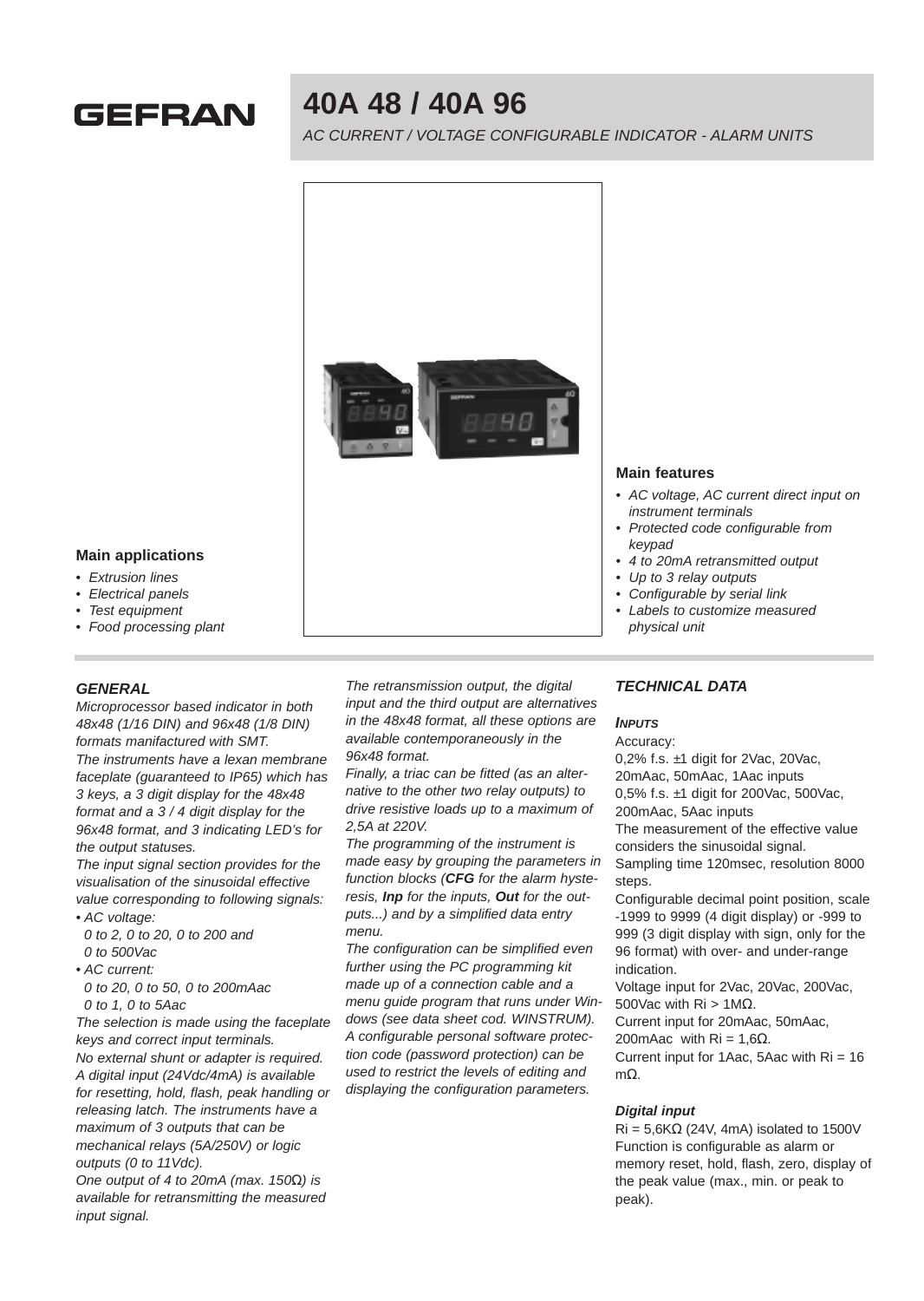# 40A 48 / 40A 96

*AC CURRENT / VOLTAGE CONFIGURABLE INDICATOR - ALARM UNITS*

### Main applications

- *Extrusion lines*
- *Electrical panels*
- *Test equipment*
- *Food processing plant*

### Main features

- *AC voltage, AC current direct input on instrument terminals*
- *Protected code configurable from keypad*
- *4 to 20mA retransmitted output*
- *Up to 3 relay outputs*
- *Configurable by serial link*
- *Labels to customize measured physical unit*

## *GENERAL*

*Microprocessor based indicator in both 48x48 (1/16 DIN) and 96x48 (1/8 DIN) formats manifactured with SMT.*

*The instruments have a lexan membrane faceplate (guaranteed to IP65) which has 3 keys, a 3 digit display for the 48x48 format and a 3 / 4 digit display for the 96x48 format, and 3 indicating LED's for the output statuses.*

*The input signal section provides for the visualisation of the sinusoidal effective value corresponding to following signals:*

- *AC voltage:*
  *0 to 2, 0 to 20, 0 to 200 and 0 to 500Vac*
- *AC current:*
  *0 to 20, 0 to 50, 0 to 200mAac*
  *0 to 1, 0 to 5Aac*

*The selection is made using the faceplate keys and correct input terminals.*

*No external shunt or adapter is required.*

*A digital input (24Vdc/4mA) is available for resetting, hold, flash, peak handling or releasing latch. The instruments have a maximum of 3 outputs that can be mechanical relays (5A/250V) or logic outputs (0 to 11Vdc).*

*One output of 4 to 20mA (max. 150Ω) is available for retransmitting the measured input signal.*

*The retransmission output, the digital input and the third output are alternatives in the 48x48 format, all these options are available contemporaneously in the 96x48 format.*

*Finally, a triac can be fitted (as an alternative to the other two relay outputs) to drive resistive loads up to a maximum of 2,5A at 220V.*

*The programming of the instrument is made easy by grouping the parameters in function blocks (**CFG** for the alarm hysteresis, **Inp** for the inputs, **Out** for the outputs...) and by a simplified data entry menu.*

*The configuration can be simplified even further using the PC programming kit made up of a connection cable and a menu guide program that runs under Windows (see data sheet cod. WINSTRUM).*

*A configurable personal software protection code (password protection) can be used to restrict the levels of editing and displaying the configuration parameters.*

## *TECHNICAL DATA*

### *INPUTS*

Accuracy:
0,2% f.s. ±1 digit for 2Vac, 20Vac, 20mAac, 50mAac, 1Aac inputs
0,5% f.s. ±1 digit for 200Vac, 500Vac, 200mAac, 5Aac inputs
The measurement of the effective value considers the sinusoidal signal.
Sampling time 120msec, resolution 8000 steps.
Configurable decimal point position, scale -1999 to 9999 (4 digit display) or -999 to 999 (3 digit display with sign, only for the 96 format) with over- and under-range indication.
Voltage input for 2Vac, 20Vac, 200Vac, 500Vac with Ri > 1MΩ.
Current input for 20mAac, 50mAac, 200mAac with Ri = 1,6Ω.
Current input for 1Aac, 5Aac with Ri = 16 mΩ.

#### *Digital input*

Ri = 5,6KΩ (24V, 4mA) isolated to 1500V
Function is configurable as alarm or memory reset, hold, flash, zero, display of the peak value (max., min. or peak to peak).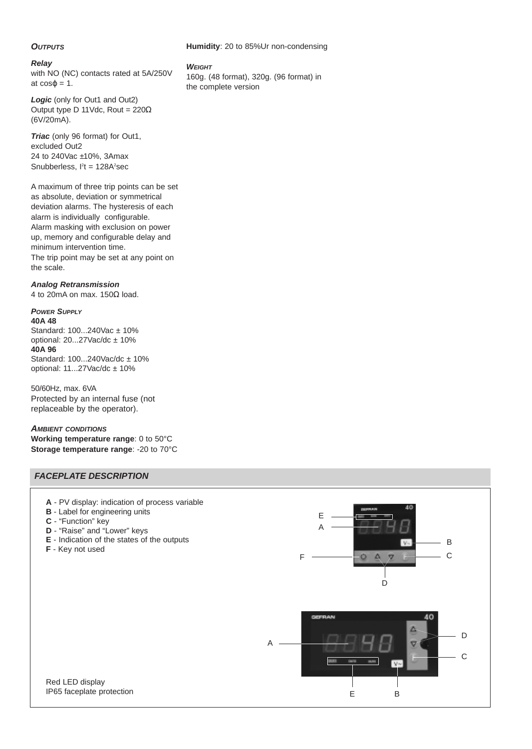### *OUTPUTS*

***Relay***
with NO (NC) contacts rated at 5A/250V at cosϕ = 1.

***Logic*** (only for Out1 and Out2)
Output type D 11Vdc, Rout = 220Ω (6V/20mA).

***Triac*** (only 96 format) for Out1, excluded Out2
24 to 240Vac ±10%, 3Amax
Snubberless, $I^2t$ = 128$A^2$sec

A maximum of three trip points can be set as absolute, deviation or symmetrical deviation alarms. The hysteresis of each alarm is individually configurable.
Alarm masking with exclusion on power up, memory and configurable delay and minimum intervention time.
The trip point may be set at any point on the scale.

***Analog Retransmission***
4 to 20mA on max. 150Ω load.

### *POWER SUPPLY*

**40A 48**
Standard: 100...240Vac ± 10%
optional: 20...27Vac/dc ± 10%
**40A 96**
Standard: 100...240Vac/dc ± 10%
optional: 11...27Vac/dc ± 10%

50/60Hz, max. 6VA
Protected by an internal fuse (not replaceable by the operator).

### *AMBIENT CONDITIONS*

**Working temperature range**: 0 to 50°C
**Storage temperature range**: -20 to 70°C
**Humidity**: 20 to 85%Ur non-condensing

### *WEIGHT*

160g. (48 format), 320g. (96 format) in the complete version

## *FACEPLATE DESCRIPTION*

**A** - PV display: indication of process variable
**B** - Label for engineering units
**C** - "Function" key
**D** - "Raise" and "Lower" keys
**E** - Indication of the states of the outputs
**F** - Key not used

Red LED display
IP65 faceplate protection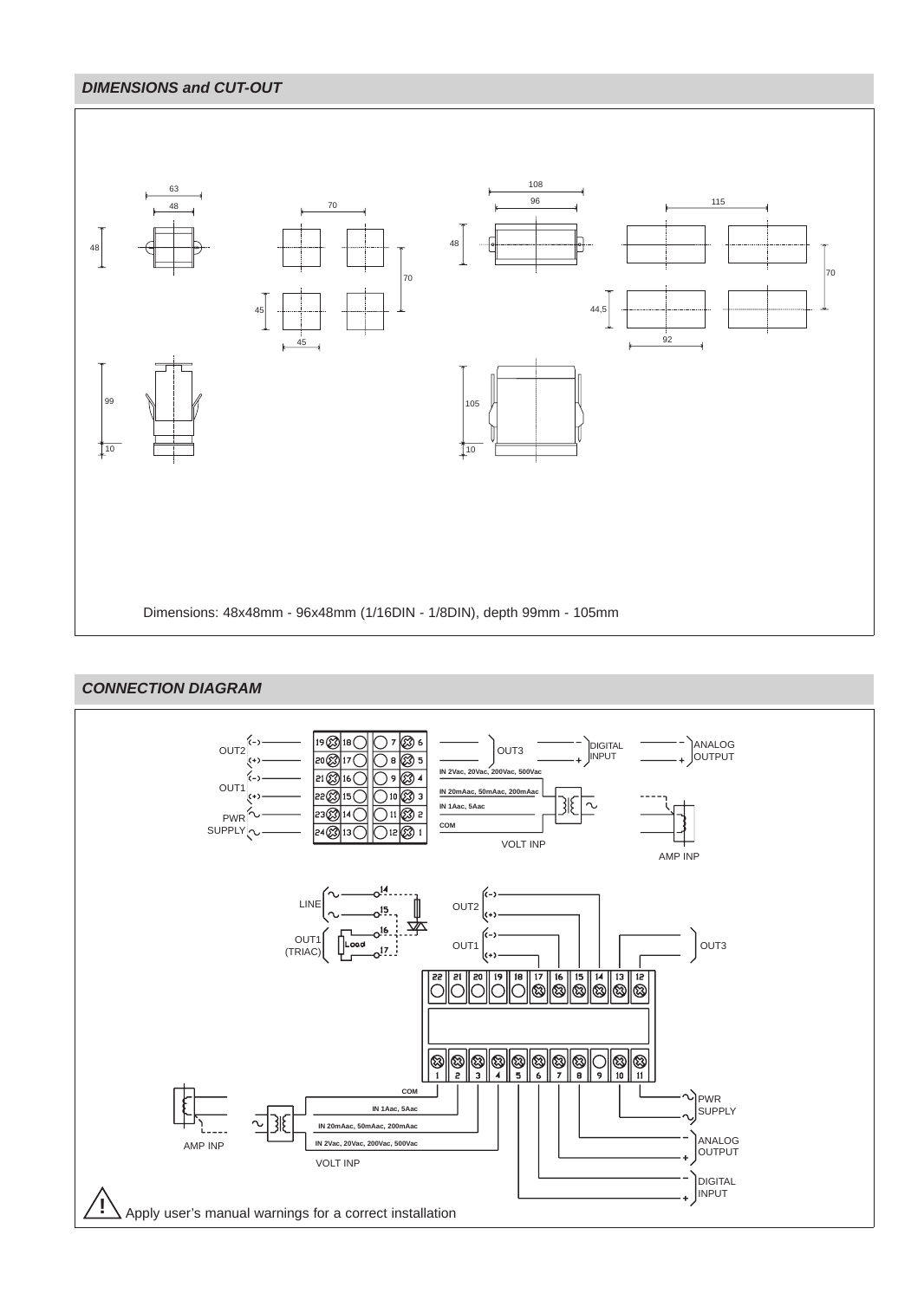## *DIMENSIONS and CUT-OUT*

Dimensions: 48x48mm - 96x48mm (1/16DIN - 1/8DIN), depth 99mm - 105mm

## *CONNECTION DIAGRAM*

Apply user's manual warnings for a correct installation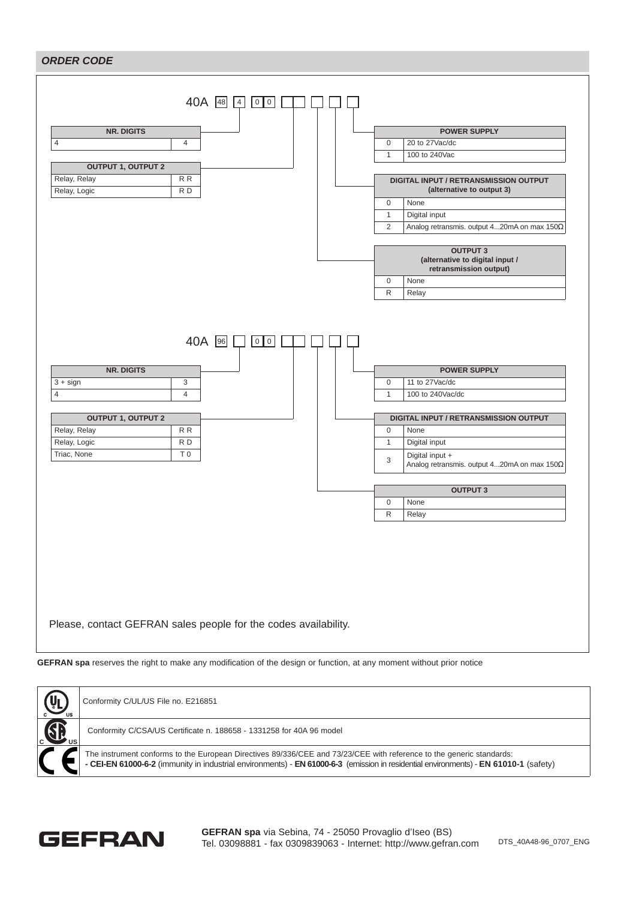## ORDER CODE

40A 48 4 0 0 ☐☐ ☐ ☐ ☐

| NR. DIGITS | |
|---|---|
| 4 | 4 |

| OUTPUT 1, OUTPUT 2 | |
|---|---|
| Relay, Relay | R R |
| Relay, Logic | R D |

| POWER SUPPLY | |
|---|---|
| 0 | 20 to 27Vac/dc |
| 1 | 100 to 240Vac |

| DIGITAL INPUT / RETRANSMISSION OUTPUT (alternative to output 3) | |
|---|---|
| 0 | None |
| 1 | Digital input |
| 2 | Analog retransmis. output 4...20mA on max 150Ω |

| OUTPUT 3 (alternative to digital input / retransmission output) | |
|---|---|
| 0 | None |
| R | Relay |

40A 96 ☐ 0 0 ☐☐ ☐ ☐ ☐

| NR. DIGITS | |
|---|---|
| 3 + sign | 3 |
| 4 | 4 |

| OUTPUT 1, OUTPUT 2 | |
|---|---|
| Relay, Relay | R R |
| Relay, Logic | R D |
| Triac, None | T 0 |

| POWER SUPPLY | |
|---|---|
| 0 | 11 to 27Vac/dc |
| 1 | 100 to 240Vac/dc |

| DIGITAL INPUT / RETRANSMISSION OUTPUT | |
|---|---|
| 0 | None |
| 1 | Digital input |
| 3 | Digital input + Analog retransmis. output 4...20mA on max 150Ω |

| OUTPUT 3 | |
|---|---|
| 0 | None |
| R | Relay |

Please, contact GEFRAN sales people for the codes availability.

**GEFRAN spa** reserves the right to make any modification of the design or function, at any moment without prior notice

Conformity C/UL/US File no. E216851

Conformity C/CSA/US Certificate n. 188658 - 1331258 for 40A 96 model

The instrument conforms to the European Directives 89/336/CEE and 73/23/CEE with reference to the generic standards:
**- CEI-EN 61000-6-2** (immunity in industrial environments) - **EN 61000-6-3** (emission in residential environments) - **EN 61010-1** (safety)

GEFRAN

**GEFRAN spa** via Sebina, 74 - 25050 Provaglio d'Iseo (BS)
Tel. 03098881 - fax 0309839063 - Internet: http://www.gefran.com

DTS_40A48-96_0707_ENG